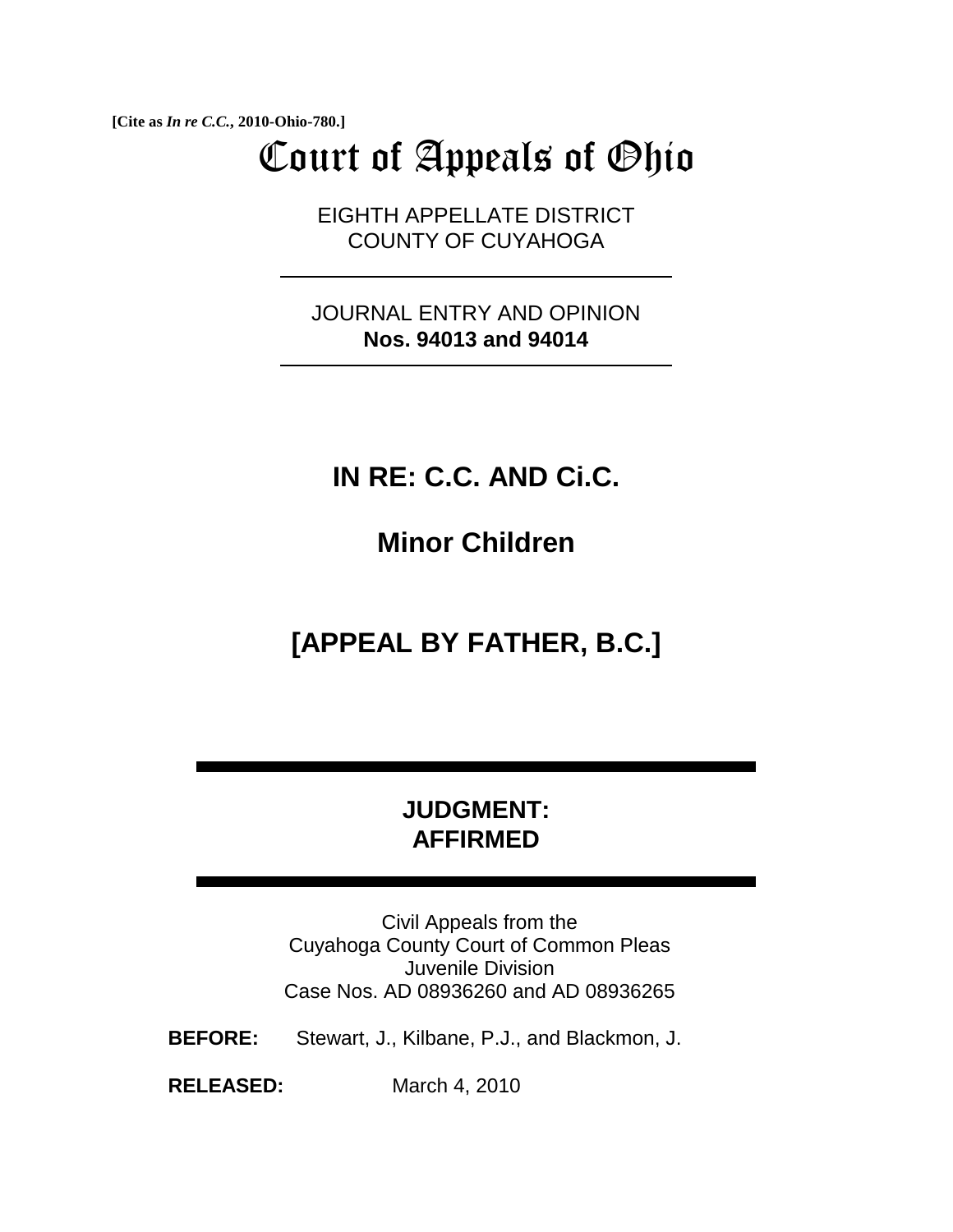**[Cite as *In re C.C.*, 2010-Ohio-780.]**

# Court of Appeals of Ohio

EIGHTH APPELLATE DISTRICT
COUNTY OF CUYAHOGA

---

JOURNAL ENTRY AND OPINION
**Nos. 94013 and 94014**

---

## IN RE: C.C. AND Ci.C.

## Minor Children

## [APPEAL BY FATHER, B.C.]

---

**JUDGMENT:**
**AFFIRMED**

---

Civil Appeals from the
Cuyahoga County Court of Common Pleas
Juvenile Division
Case Nos. AD 08936260 and AD 08936265

**BEFORE:** Stewart, J., Kilbane, P.J., and Blackmon, J.

**RELEASED:** March 4, 2010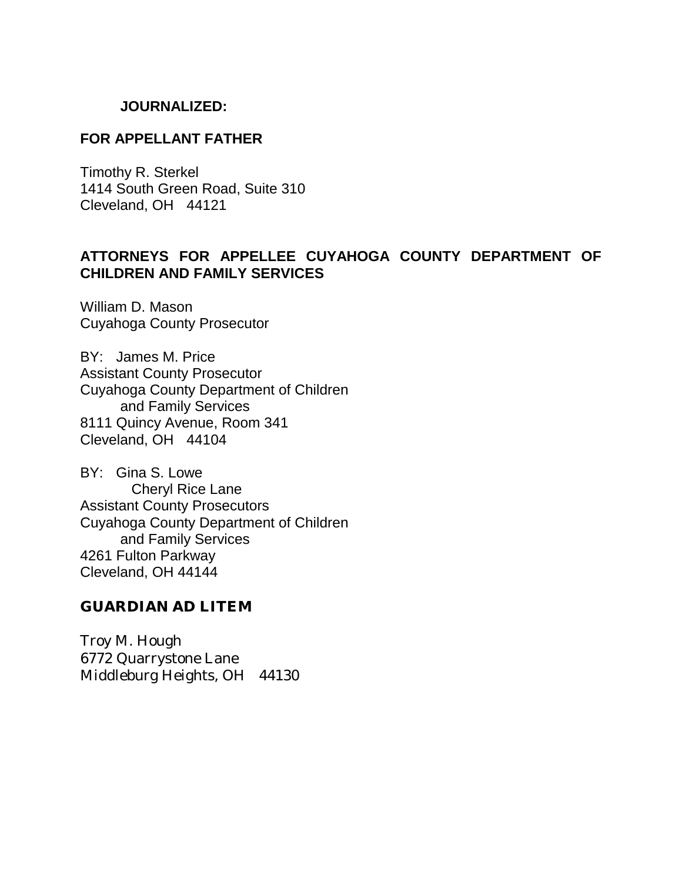**JOURNALIZED:**

**FOR APPELLANT FATHER**

Timothy R. Sterkel
1414 South Green Road, Suite 310
Cleveland, OH 44121

**ATTORNEYS FOR APPELLEE CUYAHOGA COUNTY DEPARTMENT OF CHILDREN AND FAMILY SERVICES**

William D. Mason
Cuyahoga County Prosecutor

BY: James M. Price
Assistant County Prosecutor
Cuyahoga County Department of Children
and Family Services
8111 Quincy Avenue, Room 341
Cleveland, OH 44104

BY: Gina S. Lowe
Cheryl Rice Lane
Assistant County Prosecutors
Cuyahoga County Department of Children
and Family Services
4261 Fulton Parkway
Cleveland, OH 44144

**GUARDIAN AD LITEM**

Troy M. Hough
6772 Quarrystone Lane
Middleburg Heights, OH 44130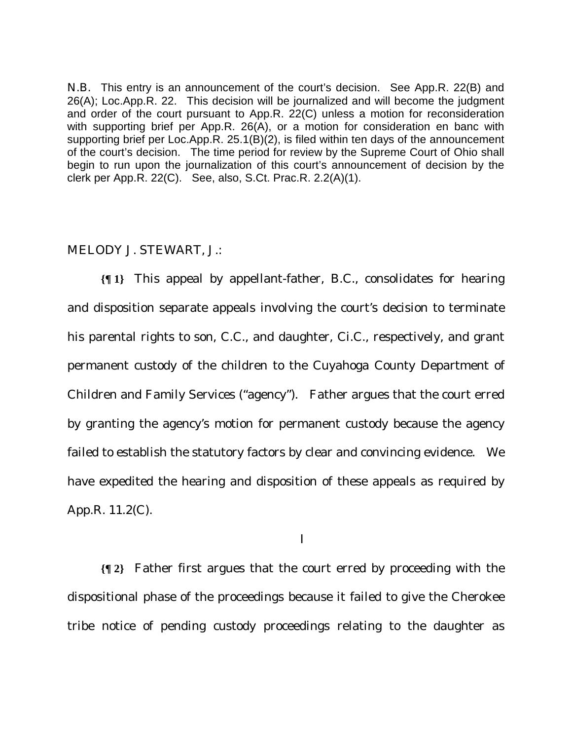N.B. This entry is an announcement of the court's decision. See App.R. 22(B) and 26(A); Loc.App.R. 22. This decision will be journalized and will become the judgment and order of the court pursuant to App.R. 22(C) unless a motion for reconsideration with supporting brief per App.R. 26(A), or a motion for consideration en banc with supporting brief per Loc.App.R. 25.1(B)(2), is filed within ten days of the announcement of the court's decision. The time period for review by the Supreme Court of Ohio shall begin to run upon the journalization of this court's announcement of decision by the clerk per App.R. 22(C). See, also, S.Ct. Prac.R. 2.2(A)(1).

MELODY J. STEWART, J.:

**{¶ 1}** This appeal by appellant-father, B.C., consolidates for hearing and disposition separate appeals involving the court's decision to terminate his parental rights to son, C.C., and daughter, Ci.C., respectively, and grant permanent custody of the children to the Cuyahoga County Department of Children and Family Services ("agency"). Father argues that the court erred by granting the agency's motion for permanent custody because the agency failed to establish the statutory factors by clear and convincing evidence. We have expedited the hearing and disposition of these appeals as required by App.R. 11.2(C).

I

**{¶ 2}** Father first argues that the court erred by proceeding with the dispositional phase of the proceedings because it failed to give the Cherokee tribe notice of pending custody proceedings relating to the daughter as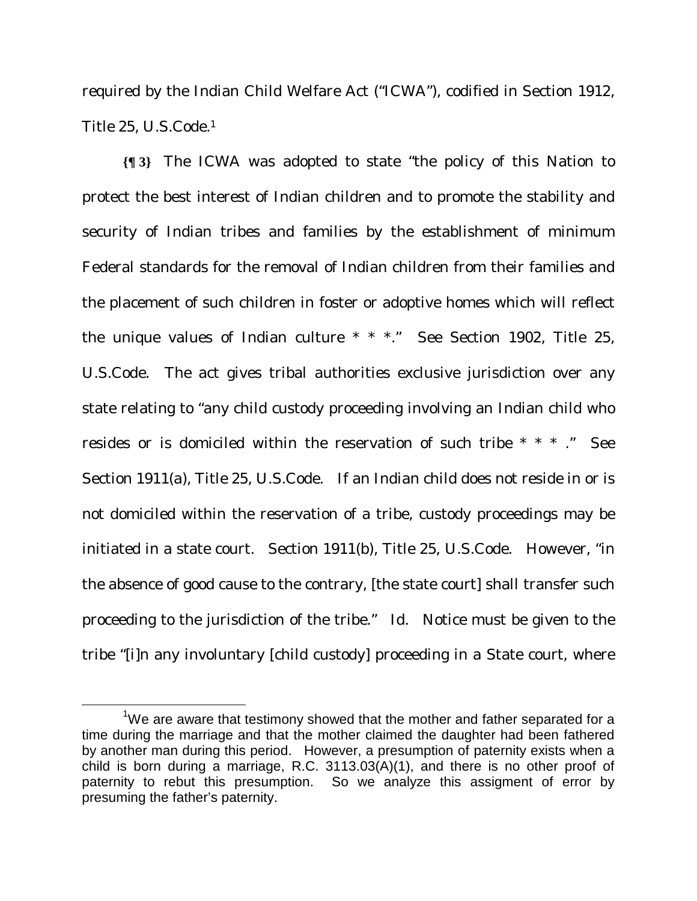required by the Indian Child Welfare Act ("ICWA"), codified in Section 1912, Title 25, U.S.Code.[1]

**{¶ 3}** The ICWA was adopted to state "the policy of this Nation to protect the best interest of Indian children and to promote the stability and security of Indian tribes and families by the establishment of minimum Federal standards for the removal of Indian children from their families and the placement of such children in foster or adoptive homes which will reflect the unique values of Indian culture * * *." See Section 1902, Title 25, U.S.Code. The act gives tribal authorities exclusive jurisdiction over any state relating to "any child custody proceeding involving an Indian child who resides or is domiciled within the reservation of such tribe * * * ." See Section 1911(a), Title 25, U.S.Code. If an Indian child does not reside in or is not domiciled within the reservation of a tribe, custody proceedings may be initiated in a state court. Section 1911(b), Title 25, U.S.Code. However, "in the absence of good cause to the contrary, [the state court] shall transfer such proceeding to the jurisdiction of the tribe." Id. Notice must be given to the tribe "[i]n any involuntary [child custody] proceeding in a State court, where

---

[1] We are aware that testimony showed that the mother and father separated for a time during the marriage and that the mother claimed the daughter had been fathered by another man during this period. However, a presumption of paternity exists when a child is born during a marriage, R.C. 3113.03(A)(1), and there is no other proof of paternity to rebut this presumption. So we analyze this assigment of error by presuming the father's paternity.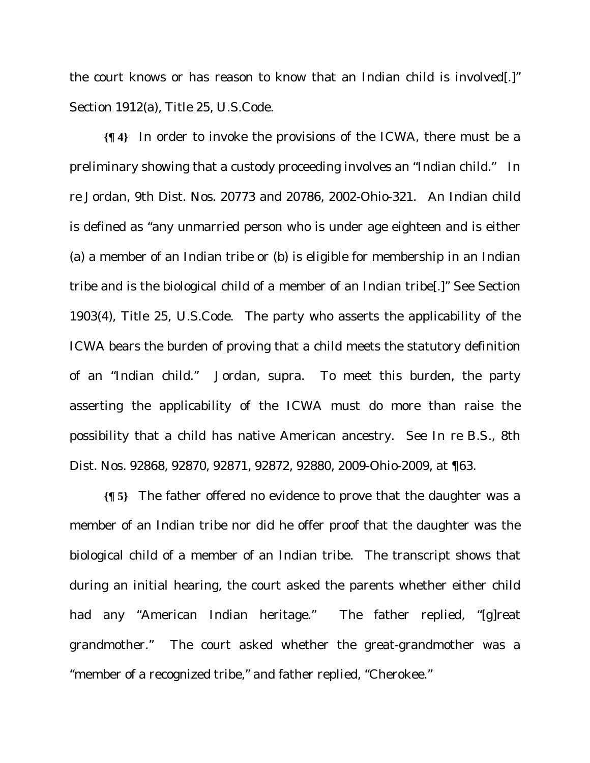the court knows or has reason to know that an Indian child is involved[.]" Section 1912(a), Title 25, U.S.Code.

**{¶ 4}** In order to invoke the provisions of the ICWA, there must be a preliminary showing that a custody proceeding involves an "Indian child." In re Jordan, 9th Dist. Nos. 20773 and 20786, 2002-Ohio-321. An Indian child is defined as "any unmarried person who is under age eighteen and is either (a) a member of an Indian tribe or (b) is eligible for membership in an Indian tribe and is the biological child of a member of an Indian tribe[.]" See Section 1903(4), Title 25, U.S.Code. The party who asserts the applicability of the ICWA bears the burden of proving that a child meets the statutory definition of an "Indian child." Jordan, supra. To meet this burden, the party asserting the applicability of the ICWA must do more than raise the possibility that a child has native American ancestry. See In re B.S., 8th Dist. Nos. 92868, 92870, 92871, 92872, 92880, 2009-Ohio-2009, at ¶63.

**{¶ 5}** The father offered no evidence to prove that the daughter was a member of an Indian tribe nor did he offer proof that the daughter was the biological child of a member of an Indian tribe. The transcript shows that during an initial hearing, the court asked the parents whether either child had any "American Indian heritage." The father replied, "[g]reat grandmother." The court asked whether the great-grandmother was a "member of a recognized tribe," and father replied, "Cherokee."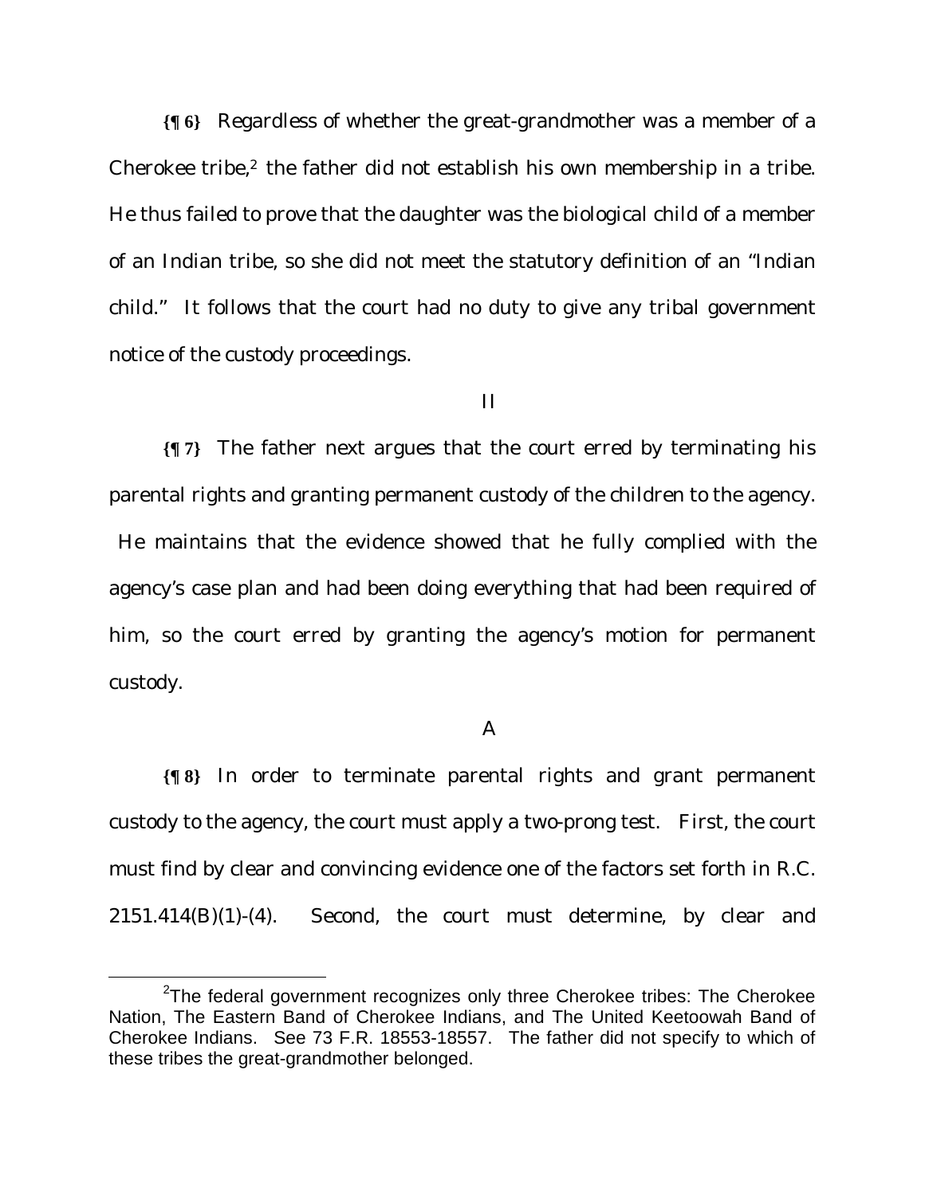**{¶ 6}** Regardless of whether the great-grandmother was a member of a Cherokee tribe,[2] the father did not establish his own membership in a tribe. He thus failed to prove that the daughter was the biological child of a member of an Indian tribe, so she did not meet the statutory definition of an "Indian child." It follows that the court had no duty to give any tribal government notice of the custody proceedings.

II

**{¶ 7}** The father next argues that the court erred by terminating his parental rights and granting permanent custody of the children to the agency. He maintains that the evidence showed that he fully complied with the agency's case plan and had been doing everything that had been required of him, so the court erred by granting the agency's motion for permanent custody.

A

**{¶ 8}** In order to terminate parental rights and grant permanent custody to the agency, the court must apply a two-prong test. First, the court must find by clear and convincing evidence one of the factors set forth in R.C. 2151.414(B)(1)-(4). Second, the court must determine, by clear and

---

[2] The federal government recognizes only three Cherokee tribes: The Cherokee Nation, The Eastern Band of Cherokee Indians, and The United Keetoowah Band of Cherokee Indians. See 73 F.R. 18553-18557. The father did not specify to which of these tribes the great-grandmother belonged.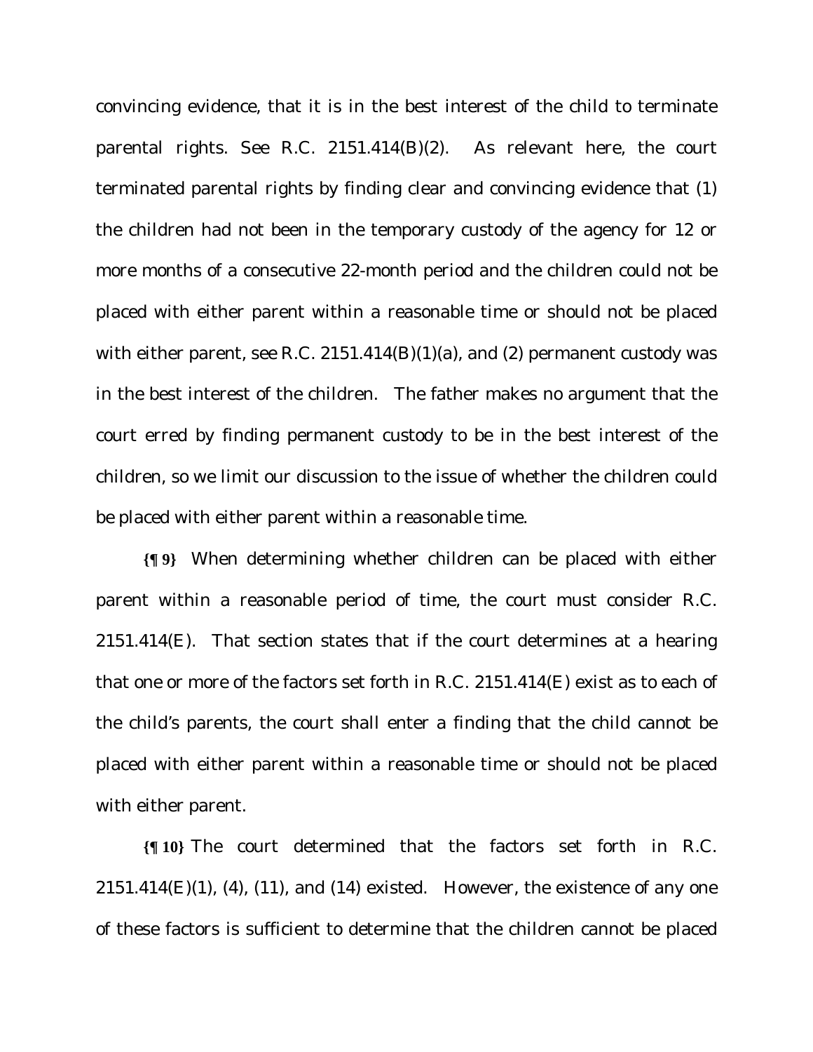convincing evidence, that it is in the best interest of the child to terminate parental rights. See R.C. 2151.414(B)(2). As relevant here, the court terminated parental rights by finding clear and convincing evidence that (1) the children had not been in the temporary custody of the agency for 12 or more months of a consecutive 22-month period and the children could not be placed with either parent within a reasonable time or should not be placed with either parent, see R.C. 2151.414(B)(1)(a), and (2) permanent custody was in the best interest of the children. The father makes no argument that the court erred by finding permanent custody to be in the best interest of the children, so we limit our discussion to the issue of whether the children could be placed with either parent within a reasonable time.

**{¶ 9}** When determining whether children can be placed with either parent within a reasonable period of time, the court must consider R.C. 2151.414(E). That section states that if the court determines at a hearing that one or more of the factors set forth in R.C. 2151.414(E) exist as to each of the child's parents, the court shall enter a finding that the child cannot be placed with either parent within a reasonable time or should not be placed with either parent.

**{¶ 10}** The court determined that the factors set forth in R.C. 2151.414(E)(1), (4), (11), and (14) existed. However, the existence of any one of these factors is sufficient to determine that the children cannot be placed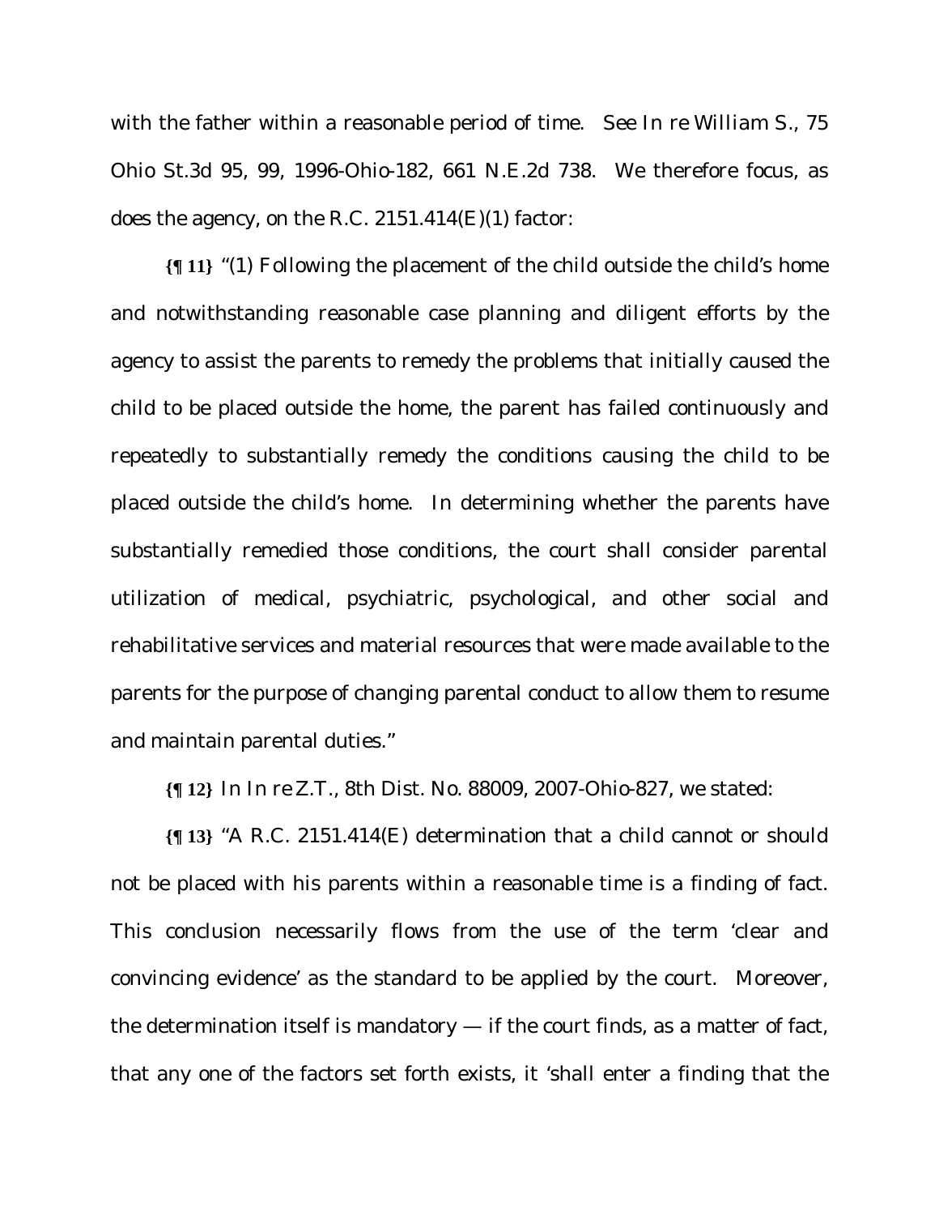with the father within a reasonable period of time. See *In re William S.*, 75 Ohio St.3d 95, 99, 1996-Ohio-182, 661 N.E.2d 738. We therefore focus, as does the agency, on the R.C. 2151.414(E)(1) factor:

**{¶ 11}** "(1) Following the placement of the child outside the child's home and notwithstanding reasonable case planning and diligent efforts by the agency to assist the parents to remedy the problems that initially caused the child to be placed outside the home, the parent has failed continuously and repeatedly to substantially remedy the conditions causing the child to be placed outside the child's home. In determining whether the parents have substantially remedied those conditions, the court shall consider parental utilization of medical, psychiatric, psychological, and other social and rehabilitative services and material resources that were made available to the parents for the purpose of changing parental conduct to allow them to resume and maintain parental duties."

**{¶ 12}** In *In re Z.T.*, 8th Dist. No. 88009, 2007-Ohio-827, we stated:

**{¶ 13}** "A R.C. 2151.414(E) determination that a child cannot or should not be placed with his parents within a reasonable time is a finding of fact. This conclusion necessarily flows from the use of the term 'clear and convincing evidence' as the standard to be applied by the court. Moreover, the determination itself is mandatory — if the court finds, as a matter of fact, that any one of the factors set forth exists, it 'shall enter a finding that the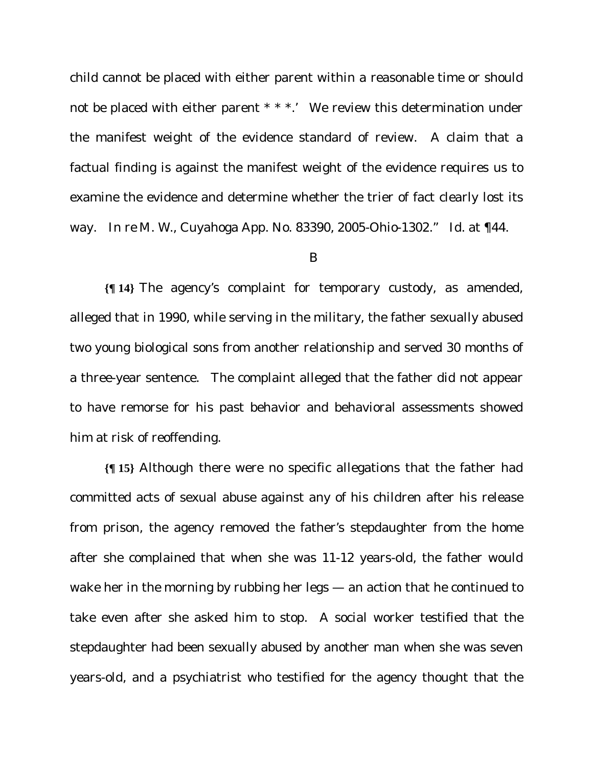child cannot be placed with either parent within a reasonable time or should not be placed with either parent * * *.' We review this determination under the manifest weight of the evidence standard of review. A claim that a factual finding is against the manifest weight of the evidence requires us to examine the evidence and determine whether the trier of fact clearly lost its way. *In re M. W.*, Cuyahoga App. No. 83390, 2005-Ohio-1302." Id. at ¶44.

B

**{¶ 14}** The agency's complaint for temporary custody, as amended, alleged that in 1990, while serving in the military, the father sexually abused two young biological sons from another relationship and served 30 months of a three-year sentence. The complaint alleged that the father did not appear to have remorse for his past behavior and behavioral assessments showed him at risk of reoffending.

**{¶ 15}** Although there were no specific allegations that the father had committed acts of sexual abuse against any of his children after his release from prison, the agency removed the father's stepdaughter from the home after she complained that when she was 11-12 years-old, the father would wake her in the morning by rubbing her legs — an action that he continued to take even after she asked him to stop. A social worker testified that the stepdaughter had been sexually abused by another man when she was seven years-old, and a psychiatrist who testified for the agency thought that the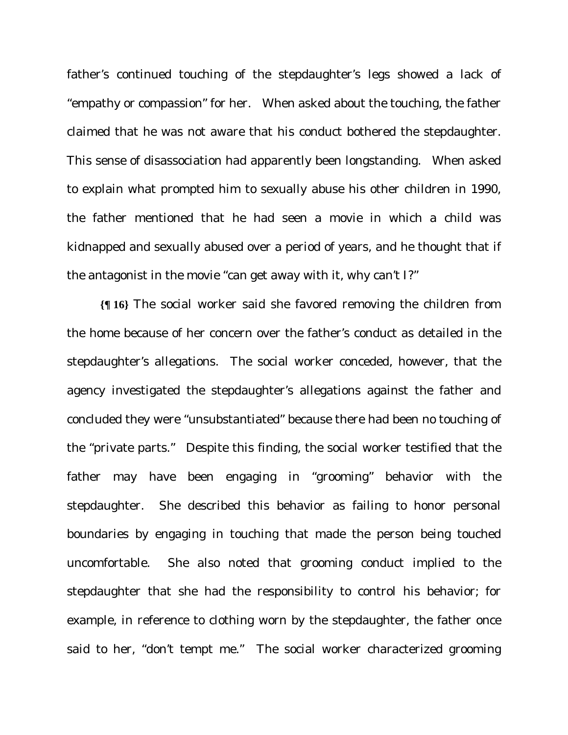father's continued touching of the stepdaughter's legs showed a lack of "empathy or compassion" for her. When asked about the touching, the father claimed that he was not aware that his conduct bothered the stepdaughter. This sense of disassociation had apparently been longstanding. When asked to explain what prompted him to sexually abuse his other children in 1990, the father mentioned that he had seen a movie in which a child was kidnapped and sexually abused over a period of years, and he thought that if the antagonist in the movie "can get away with it, why can't I?"

**{¶ 16}** The social worker said she favored removing the children from the home because of her concern over the father's conduct as detailed in the stepdaughter's allegations. The social worker conceded, however, that the agency investigated the stepdaughter's allegations against the father and concluded they were "unsubstantiated" because there had been no touching of the "private parts." Despite this finding, the social worker testified that the father may have been engaging in "grooming" behavior with the stepdaughter. She described this behavior as failing to honor personal boundaries by engaging in touching that made the person being touched uncomfortable. She also noted that grooming conduct implied to the stepdaughter that she had the responsibility to control his behavior; for example, in reference to clothing worn by the stepdaughter, the father once said to her, "don't tempt me." The social worker characterized grooming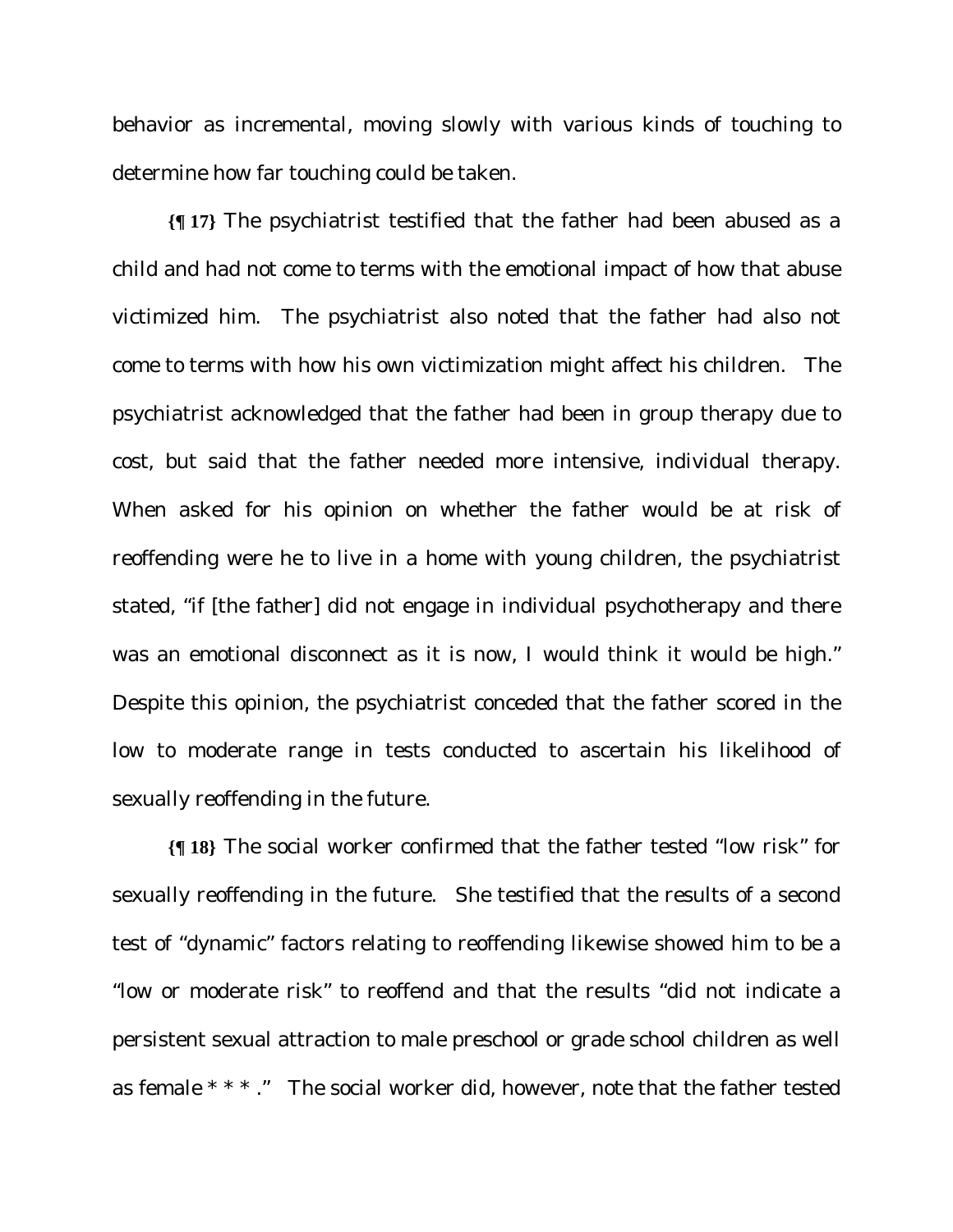behavior as incremental, moving slowly with various kinds of touching to determine how far touching could be taken.

**{¶ 17}** The psychiatrist testified that the father had been abused as a child and had not come to terms with the emotional impact of how that abuse victimized him. The psychiatrist also noted that the father had also not come to terms with how his own victimization might affect his children. The psychiatrist acknowledged that the father had been in group therapy due to cost, but said that the father needed more intensive, individual therapy. When asked for his opinion on whether the father would be at risk of reoffending were he to live in a home with young children, the psychiatrist stated, "if [the father] did not engage in individual psychotherapy and there was an emotional disconnect as it is now, I would think it would be high." Despite this opinion, the psychiatrist conceded that the father scored in the low to moderate range in tests conducted to ascertain his likelihood of sexually reoffending in the future.

**{¶ 18}** The social worker confirmed that the father tested "low risk" for sexually reoffending in the future. She testified that the results of a second test of "dynamic" factors relating to reoffending likewise showed him to be a "low or moderate risk" to reoffend and that the results "did not indicate a persistent sexual attraction to male preschool or grade school children as well as female * * * ." The social worker did, however, note that the father tested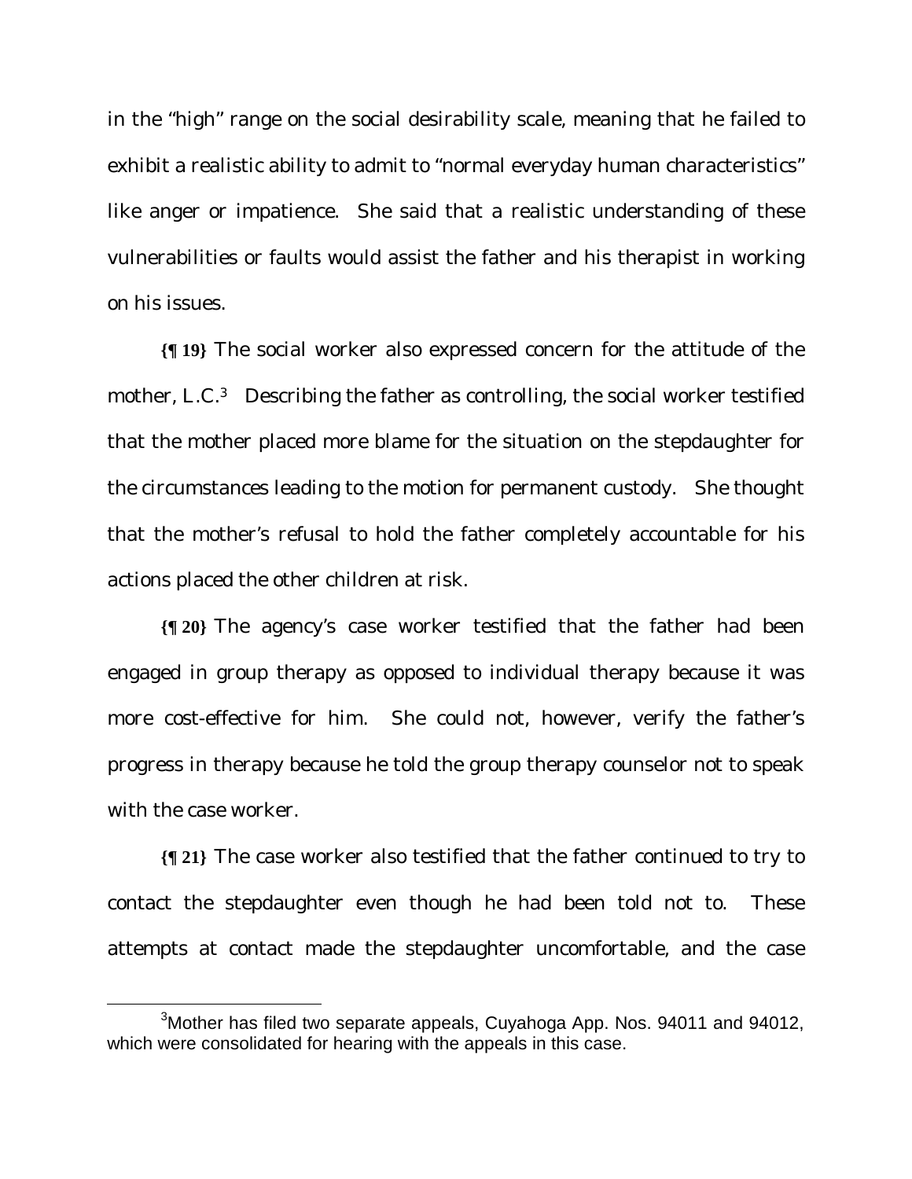in the "high" range on the social desirability scale, meaning that he failed to exhibit a realistic ability to admit to "normal everyday human characteristics" like anger or impatience. She said that a realistic understanding of these vulnerabilities or faults would assist the father and his therapist in working on his issues.

**{¶ 19}** The social worker also expressed concern for the attitude of the mother, L.C.[3] Describing the father as controlling, the social worker testified that the mother placed more blame for the situation on the stepdaughter for the circumstances leading to the motion for permanent custody. She thought that the mother's refusal to hold the father completely accountable for his actions placed the other children at risk.

**{¶ 20}** The agency's case worker testified that the father had been engaged in group therapy as opposed to individual therapy because it was more cost-effective for him. She could not, however, verify the father's progress in therapy because he told the group therapy counselor not to speak with the case worker.

**{¶ 21}** The case worker also testified that the father continued to try to contact the stepdaughter even though he had been told not to. These attempts at contact made the stepdaughter uncomfortable, and the case

---

[3] Mother has filed two separate appeals, Cuyahoga App. Nos. 94011 and 94012, which were consolidated for hearing with the appeals in this case.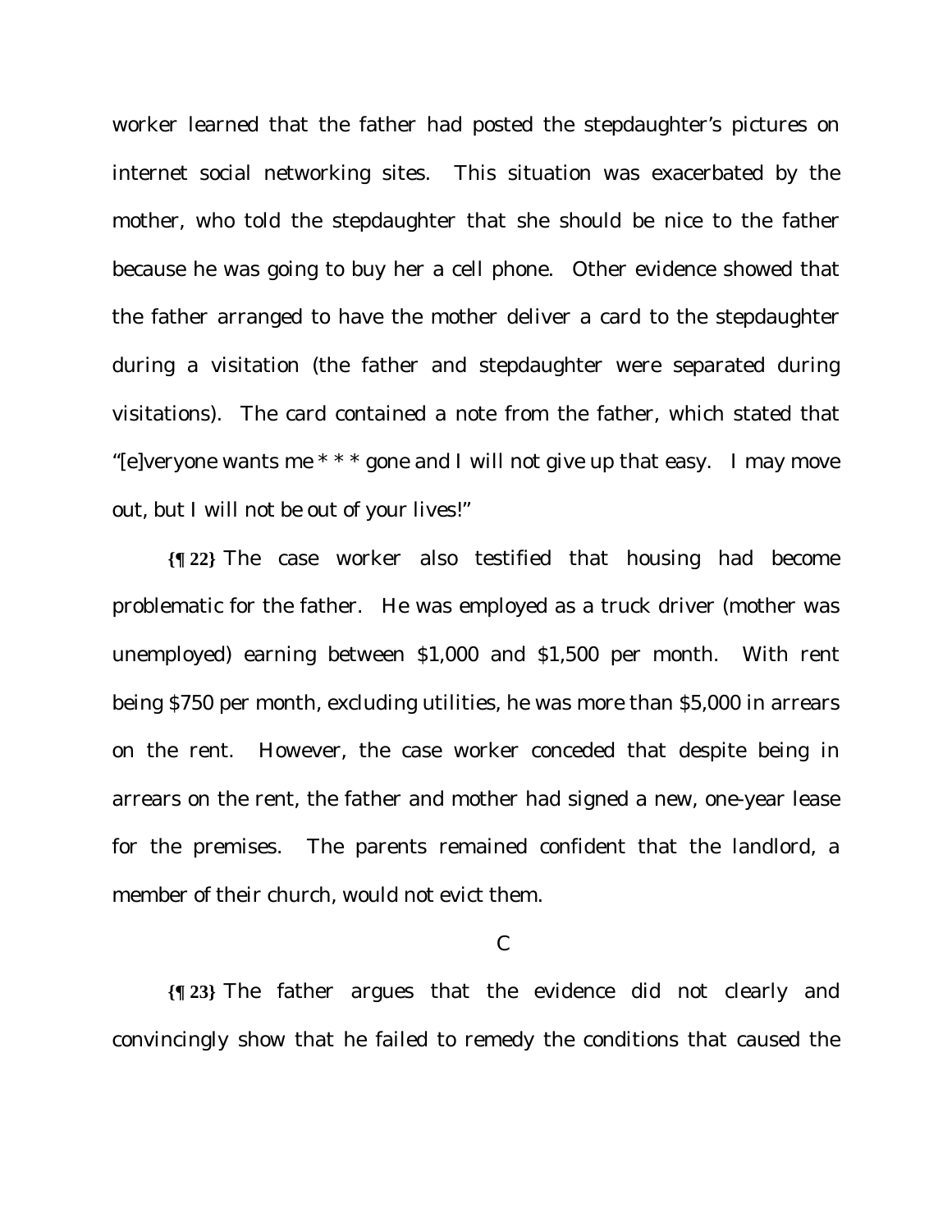worker learned that the father had posted the stepdaughter's pictures on internet social networking sites. This situation was exacerbated by the mother, who told the stepdaughter that she should be nice to the father because he was going to buy her a cell phone. Other evidence showed that the father arranged to have the mother deliver a card to the stepdaughter during a visitation (the father and stepdaughter were separated during visitations). The card contained a note from the father, which stated that "[e]veryone wants me * * * gone and I will not give up that easy. I may move out, but I will not be out of your lives!"

**{¶ 22}** The case worker also testified that housing had become problematic for the father. He was employed as a truck driver (mother was unemployed) earning between $1,000 and $1,500 per month. With rent being $750 per month, excluding utilities, he was more than $5,000 in arrears on the rent. However, the case worker conceded that despite being in arrears on the rent, the father and mother had signed a new, one-year lease for the premises. The parents remained confident that the landlord, a member of their church, would not evict them.

C

**{¶ 23}** The father argues that the evidence did not clearly and convincingly show that he failed to remedy the conditions that caused the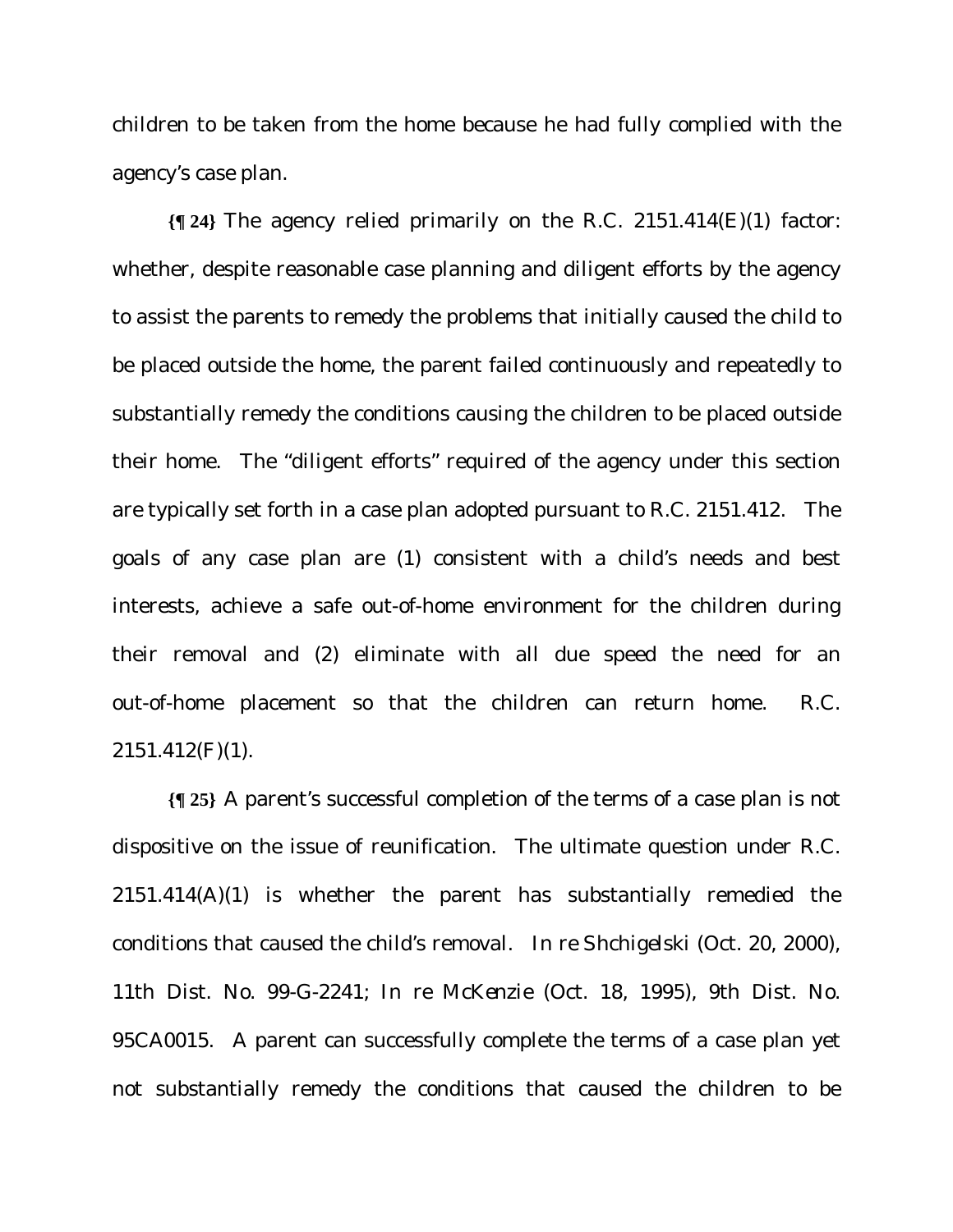children to be taken from the home because he had fully complied with the agency's case plan.

**{¶ 24}** The agency relied primarily on the R.C. 2151.414(E)(1) factor: whether, despite reasonable case planning and diligent efforts by the agency to assist the parents to remedy the problems that initially caused the child to be placed outside the home, the parent failed continuously and repeatedly to substantially remedy the conditions causing the children to be placed outside their home. The "diligent efforts" required of the agency under this section are typically set forth in a case plan adopted pursuant to R.C. 2151.412. The goals of any case plan are (1) consistent with a child's needs and best interests, achieve a safe out-of-home environment for the children during their removal and (2) eliminate with all due speed the need for an out-of-home placement so that the children can return home. R.C. 2151.412(F)(1).

**{¶ 25}** A parent's successful completion of the terms of a case plan is not dispositive on the issue of reunification. The ultimate question under R.C. 2151.414(A)(1) is whether the parent has substantially remedied the conditions that caused the child's removal. *In re Shchigelski* (Oct. 20, 2000), 11th Dist. No. 99-G-2241; *In re McKenzie* (Oct. 18, 1995), 9th Dist. No. 95CA0015. A parent can successfully complete the terms of a case plan yet not substantially remedy the conditions that caused the children to be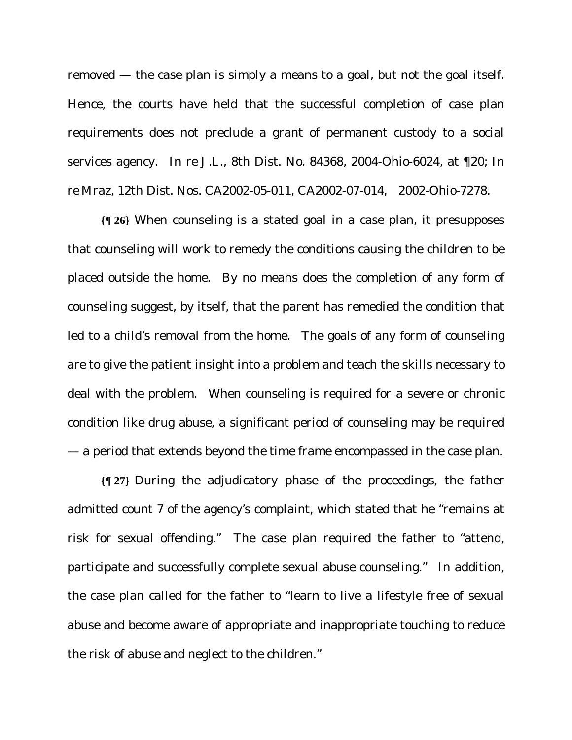removed — the case plan is simply a means to a goal, but not the goal itself. Hence, the courts have held that the successful completion of case plan requirements does not preclude a grant of permanent custody to a social services agency. In re J.L., 8th Dist. No. 84368, 2004-Ohio-6024, at ¶20; In re Mraz, 12th Dist. Nos. CA2002-05-011, CA2002-07-014, 2002-Ohio-7278.

**{¶ 26}** When counseling is a stated goal in a case plan, it presupposes that counseling will work to remedy the conditions causing the children to be placed outside the home. By no means does the completion of any form of counseling suggest, by itself, that the parent has remedied the condition that led to a child's removal from the home. The goals of any form of counseling are to give the patient insight into a problem and teach the skills necessary to deal with the problem. When counseling is required for a severe or chronic condition like drug abuse, a significant period of counseling may be required — a period that extends beyond the time frame encompassed in the case plan.

**{¶ 27}** During the adjudicatory phase of the proceedings, the father admitted count 7 of the agency's complaint, which stated that he "remains at risk for sexual offending." The case plan required the father to "attend, participate and successfully complete sexual abuse counseling." In addition, the case plan called for the father to "learn to live a lifestyle free of sexual abuse and become aware of appropriate and inappropriate touching to reduce the risk of abuse and neglect to the children."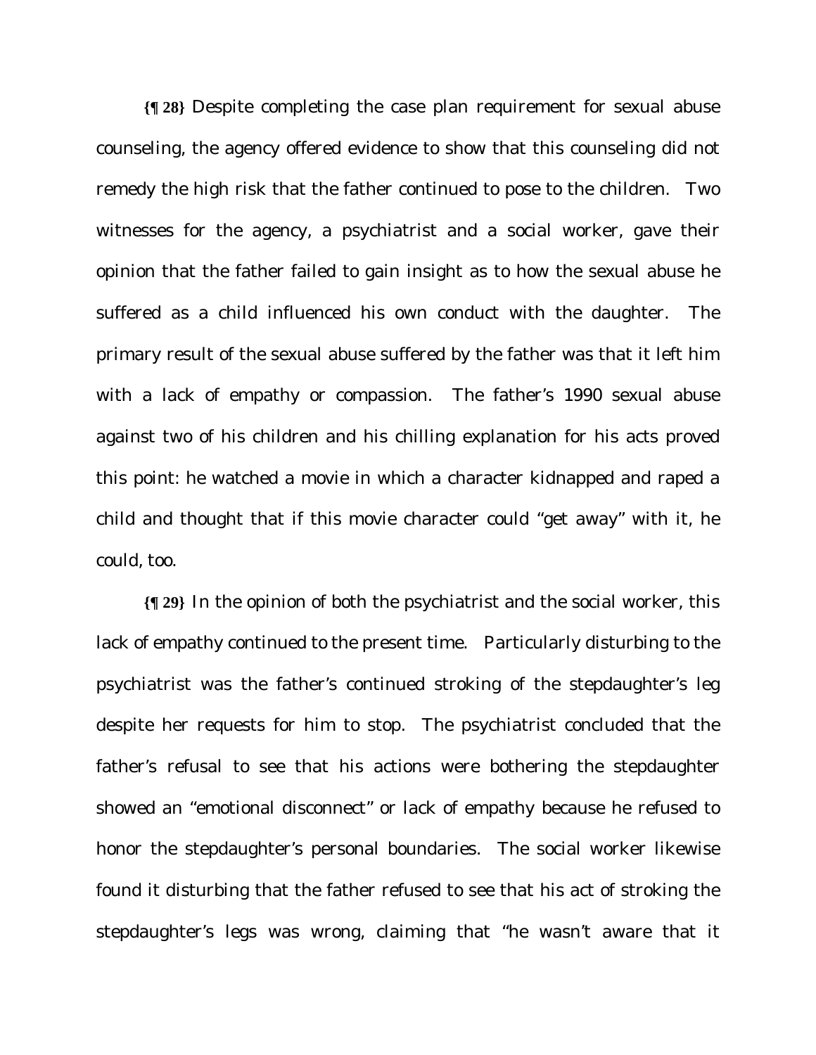**{¶ 28}** Despite completing the case plan requirement for sexual abuse counseling, the agency offered evidence to show that this counseling did not remedy the high risk that the father continued to pose to the children. Two witnesses for the agency, a psychiatrist and a social worker, gave their opinion that the father failed to gain insight as to how the sexual abuse he suffered as a child influenced his own conduct with the daughter. The primary result of the sexual abuse suffered by the father was that it left him with a lack of empathy or compassion. The father's 1990 sexual abuse against two of his children and his chilling explanation for his acts proved this point: he watched a movie in which a character kidnapped and raped a child and thought that if this movie character could "get away" with it, he could, too.

**{¶ 29}** In the opinion of both the psychiatrist and the social worker, this lack of empathy continued to the present time. Particularly disturbing to the psychiatrist was the father's continued stroking of the stepdaughter's leg despite her requests for him to stop. The psychiatrist concluded that the father's refusal to see that his actions were bothering the stepdaughter showed an "emotional disconnect" or lack of empathy because he refused to honor the stepdaughter's personal boundaries. The social worker likewise found it disturbing that the father refused to see that his act of stroking the stepdaughter's legs was wrong, claiming that "he wasn't aware that it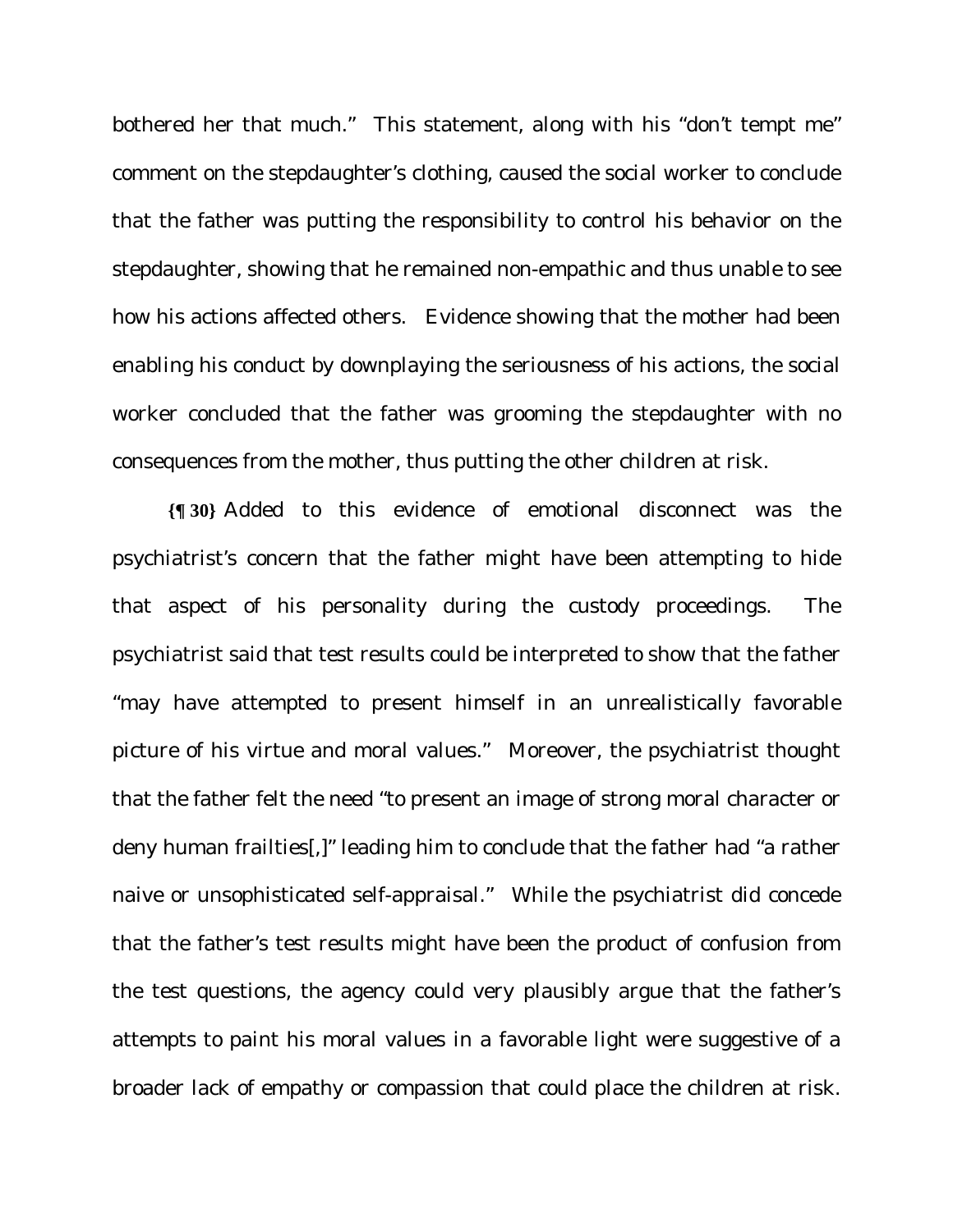bothered her that much." This statement, along with his "don't tempt me" comment on the stepdaughter's clothing, caused the social worker to conclude that the father was putting the responsibility to control his behavior on the stepdaughter, showing that he remained non-empathic and thus unable to see how his actions affected others. Evidence showing that the mother had been enabling his conduct by downplaying the seriousness of his actions, the social worker concluded that the father was grooming the stepdaughter with no consequences from the mother, thus putting the other children at risk.

**{¶ 30}** Added to this evidence of emotional disconnect was the psychiatrist's concern that the father might have been attempting to hide that aspect of his personality during the custody proceedings. The psychiatrist said that test results could be interpreted to show that the father "may have attempted to present himself in an unrealistically favorable picture of his virtue and moral values." Moreover, the psychiatrist thought that the father felt the need "to present an image of strong moral character or deny human frailties[,]" leading him to conclude that the father had "a rather naive or unsophisticated self-appraisal." While the psychiatrist did concede that the father's test results might have been the product of confusion from the test questions, the agency could very plausibly argue that the father's attempts to paint his moral values in a favorable light were suggestive of a broader lack of empathy or compassion that could place the children at risk.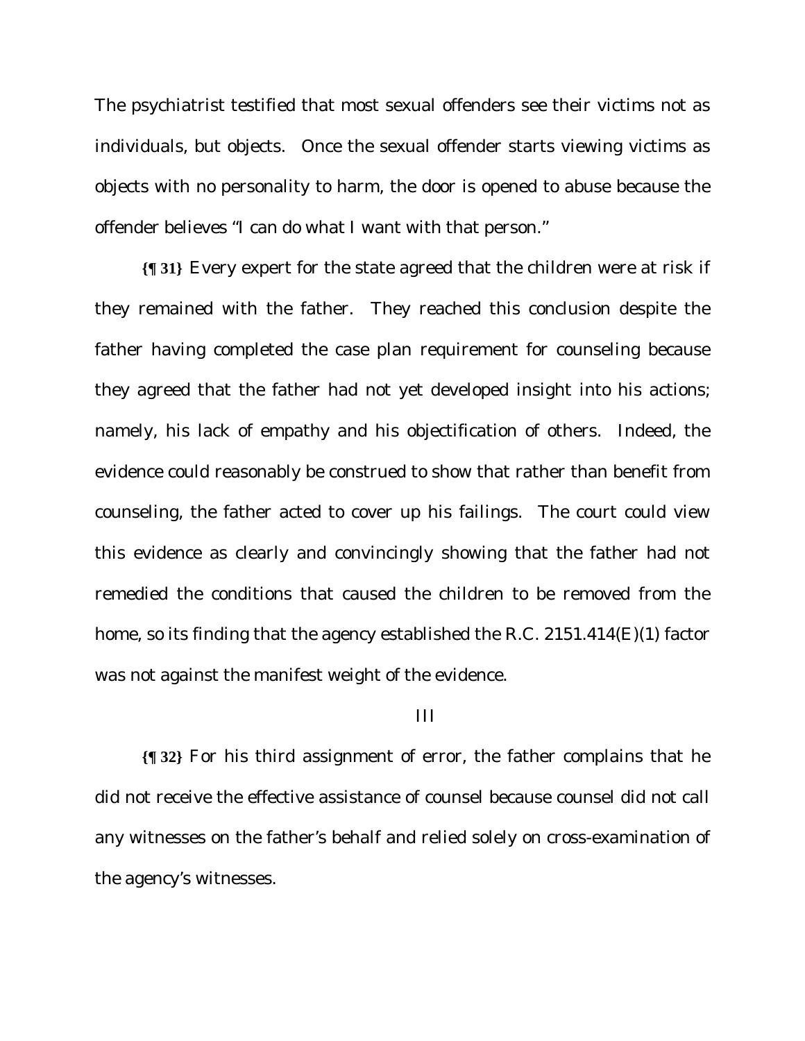The psychiatrist testified that most sexual offenders see their victims not as individuals, but objects. Once the sexual offender starts viewing victims as objects with no personality to harm, the door is opened to abuse because the offender believes "I can do what I want with that person."

**{¶ 31}** Every expert for the state agreed that the children were at risk if they remained with the father. They reached this conclusion despite the father having completed the case plan requirement for counseling because they agreed that the father had not yet developed insight into his actions; namely, his lack of empathy and his objectification of others. Indeed, the evidence could reasonably be construed to show that rather than benefit from counseling, the father acted to cover up his failings. The court could view this evidence as clearly and convincingly showing that the father had not remedied the conditions that caused the children to be removed from the home, so its finding that the agency established the R.C. 2151.414(E)(1) factor was not against the manifest weight of the evidence.

III

**{¶ 32}** For his third assignment of error, the father complains that he did not receive the effective assistance of counsel because counsel did not call any witnesses on the father's behalf and relied solely on cross-examination of the agency's witnesses.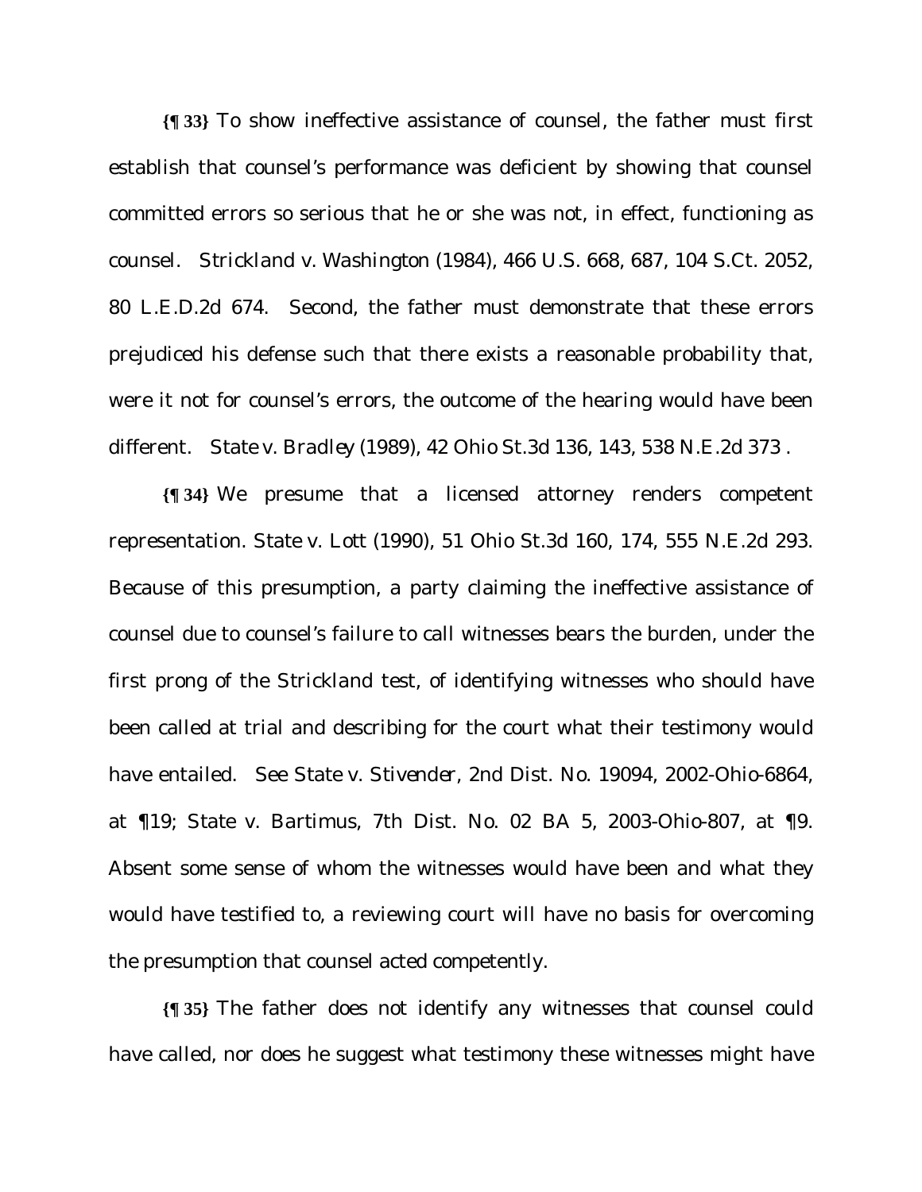**{¶ 33}** To show ineffective assistance of counsel, the father must first establish that counsel's performance was deficient by showing that counsel committed errors so serious that he or she was not, in effect, functioning as counsel. *Strickland v. Washington* (1984), 466 U.S. 668, 687, 104 S.Ct. 2052, 80 L.E.D.2d 674. Second, the father must demonstrate that these errors prejudiced his defense such that there exists a reasonable probability that, were it not for counsel's errors, the outcome of the hearing would have been different. *State v. Bradley* (1989), 42 Ohio St.3d 136, 143, 538 N.E.2d 373 .

**{¶ 34}** We presume that a licensed attorney renders competent representation. *State v. Lott* (1990), 51 Ohio St.3d 160, 174, 555 N.E.2d 293. Because of this presumption, a party claiming the ineffective assistance of counsel due to counsel's failure to call witnesses bears the burden, under the first prong of the *Strickland* test, of identifying witnesses who should have been called at trial and describing for the court what their testimony would have entailed. See *State v. Stivender*, 2nd Dist. No. 19094, 2002-Ohio-6864, at ¶19; *State v. Bartimus*, 7th Dist. No. 02 BA 5, 2003-Ohio-807, at ¶9. Absent some sense of whom the witnesses would have been and what they would have testified to, a reviewing court will have no basis for overcoming the presumption that counsel acted competently.

**{¶ 35}** The father does not identify any witnesses that counsel could have called, nor does he suggest what testimony these witnesses might have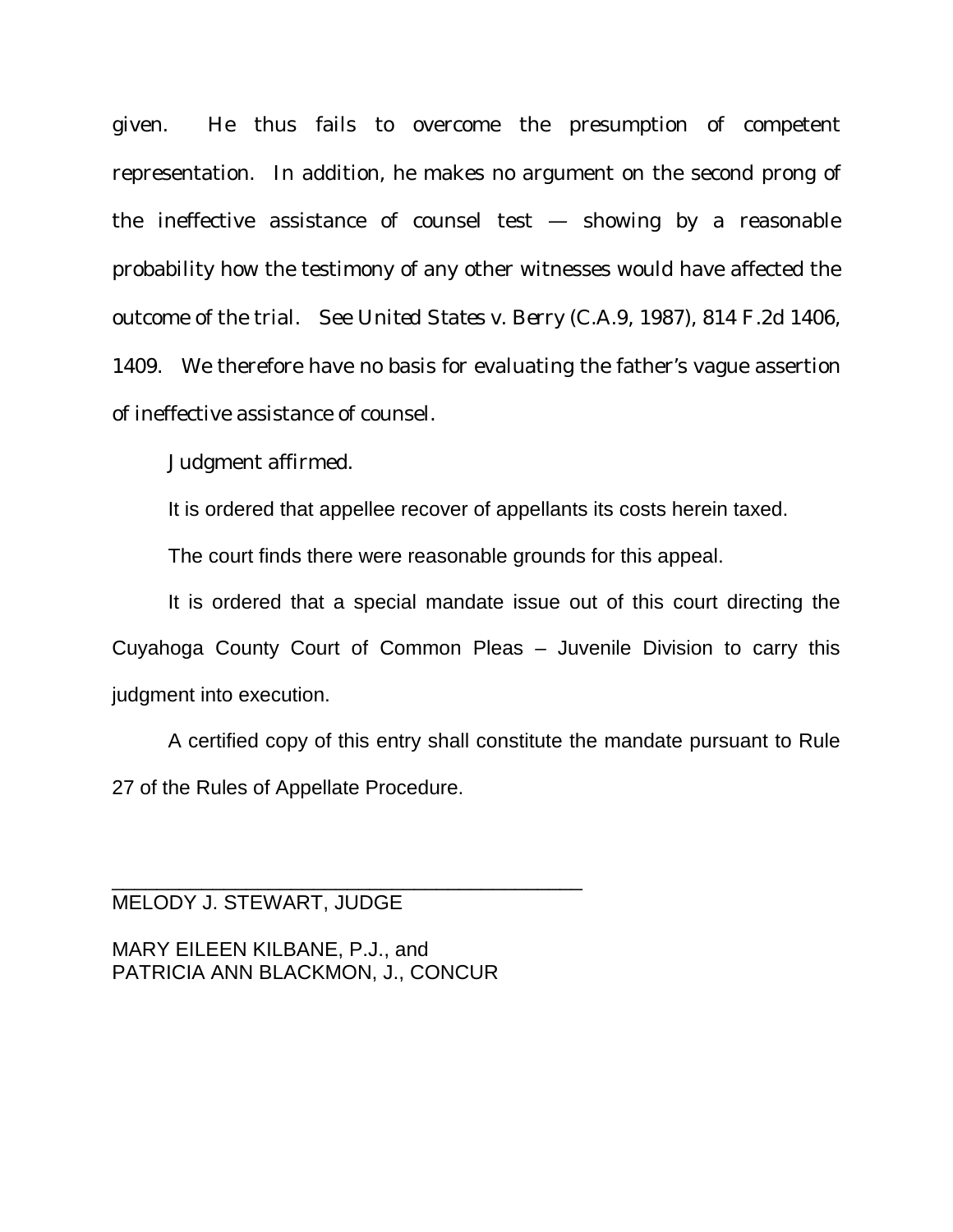given. He thus fails to overcome the presumption of competent representation. In addition, he makes no argument on the second prong of the ineffective assistance of counsel test — showing by a reasonable probability how the testimony of any other witnesses would have affected the outcome of the trial. See *United States v. Berry* (C.A.9, 1987), 814 F.2d 1406, 1409. We therefore have no basis for evaluating the father's vague assertion of ineffective assistance of counsel.

Judgment affirmed.

It is ordered that appellee recover of appellants its costs herein taxed.

The court finds there were reasonable grounds for this appeal.

It is ordered that a special mandate issue out of this court directing the Cuyahoga County Court of Common Pleas – Juvenile Division to carry this judgment into execution.

A certified copy of this entry shall constitute the mandate pursuant to Rule 27 of the Rules of Appellate Procedure.

\_\_\_\_\_\_\_\_\_\_\_\_\_\_\_\_\_\_\_\_\_\_\_\_\_\_\_\_\_\_\_\_\_\_\_\_\_\_\_\_\_\_\_\_
MELODY J. STEWART, JUDGE

MARY EILEEN KILBANE, P.J., and
PATRICIA ANN BLACKMON, J., CONCUR